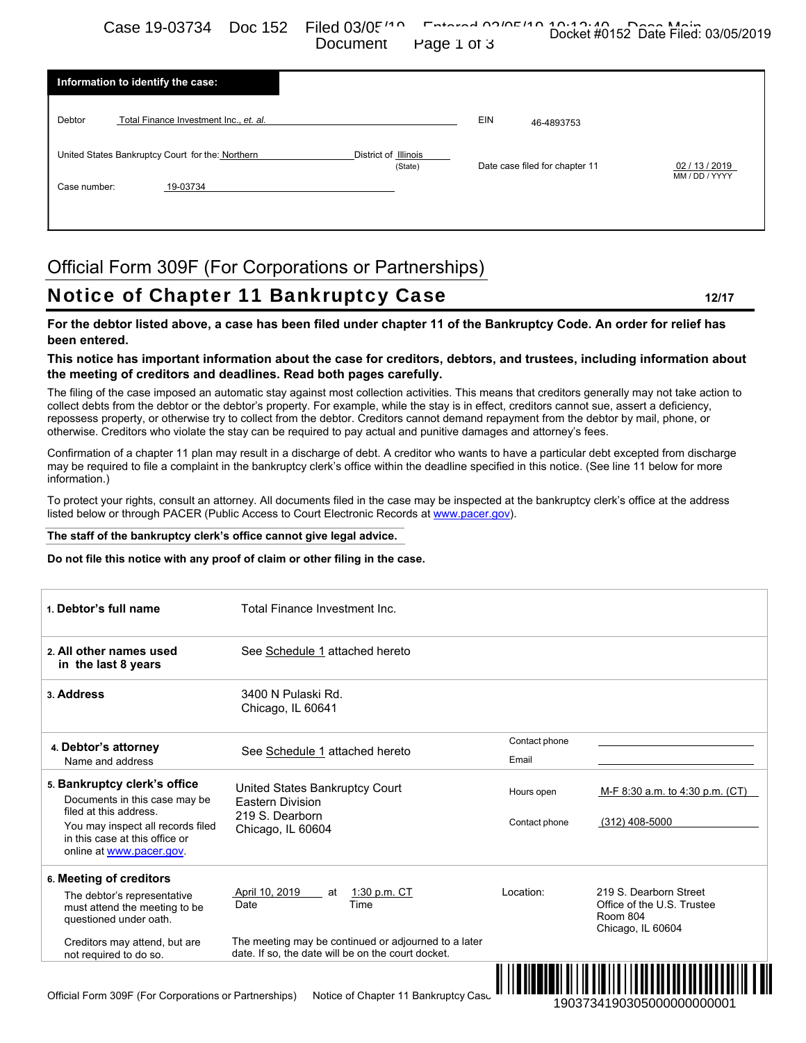## Information to identify the case:

| | | | |
|---|---|---|---|
| Debtor | Total Finance Investment Inc., *et. al.* | EIN | 46-4893753 |
| United States Bankruptcy Court for the: Northern District of Illinois (State) | | Date case filed for chapter 11 | 02 / 13 / 2019 (MM / DD / YYYY) |
| Case number: | 19-03734 | | |

# Official Form 309F (For Corporations or Partnerships)

## Notice of Chapter 11 Bankruptcy Case

12/17

**For the debtor listed above, a case has been filed under chapter 11 of the Bankruptcy Code. An order for relief has been entered.**

**This notice has important information about the case for creditors, debtors, and trustees, including information about the meeting of creditors and deadlines. Read both pages carefully.**

The filing of the case imposed an automatic stay against most collection activities. This means that creditors generally may not take action to collect debts from the debtor or the debtor's property. For example, while the stay is in effect, creditors cannot sue, assert a deficiency, repossess property, or otherwise try to collect from the debtor. Creditors cannot demand repayment from the debtor by mail, phone, or otherwise. Creditors who violate the stay can be required to pay actual and punitive damages and attorney's fees.

Confirmation of a chapter 11 plan may result in a discharge of debt. A creditor who wants to have a particular debt excepted from discharge may be required to file a complaint in the bankruptcy clerk's office within the deadline specified in this notice. (See line 11 below for more information.)

To protect your rights, consult an attorney. All documents filed in the case may be inspected at the bankruptcy clerk's office at the address listed below or through PACER (Public Access to Court Electronic Records at www.pacer.gov).

**The staff of the bankruptcy clerk's office cannot give legal advice.**

**Do not file this notice with any proof of claim or other filing in the case.**

| | | | |
|---|---|---|---|
| **1. Debtor's full name** | Total Finance Investment Inc. | | |
| **2. All other names used in the last 8 years** | See Schedule 1 attached hereto | | |
| **3. Address** | 3400 N Pulaski Rd.<br>Chicago, IL 60641 | | |
| **4. Debtor's attorney**<br>Name and address | See Schedule 1 attached hereto | Contact phone<br>Email | |
| **5. Bankruptcy clerk's office**<br>Documents in this case may be filed at this address.<br>You may inspect all records filed in this case at this office or online at www.pacer.gov. | United States Bankruptcy Court<br>Eastern Division<br>219 S. Dearborn<br>Chicago, IL 60604 | Hours open<br>Contact phone | M-F 8:30 a.m. to 4:30 p.m. (CT)<br>(312) 408-5000 |
| **6. Meeting of creditors**<br>The debtor's representative must attend the meeting to be questioned under oath.<br>Creditors may attend, but are not required to do so. | April 10, 2019 (Date) at 1:30 p.m. CT (Time)<br>The meeting may be continued or adjourned to a later date. If so, the date will be on the court docket. | Location: | 219 S. Dearborn Street<br>Office of the U.S. Trustee<br>Room 804<br>Chicago, IL 60604 |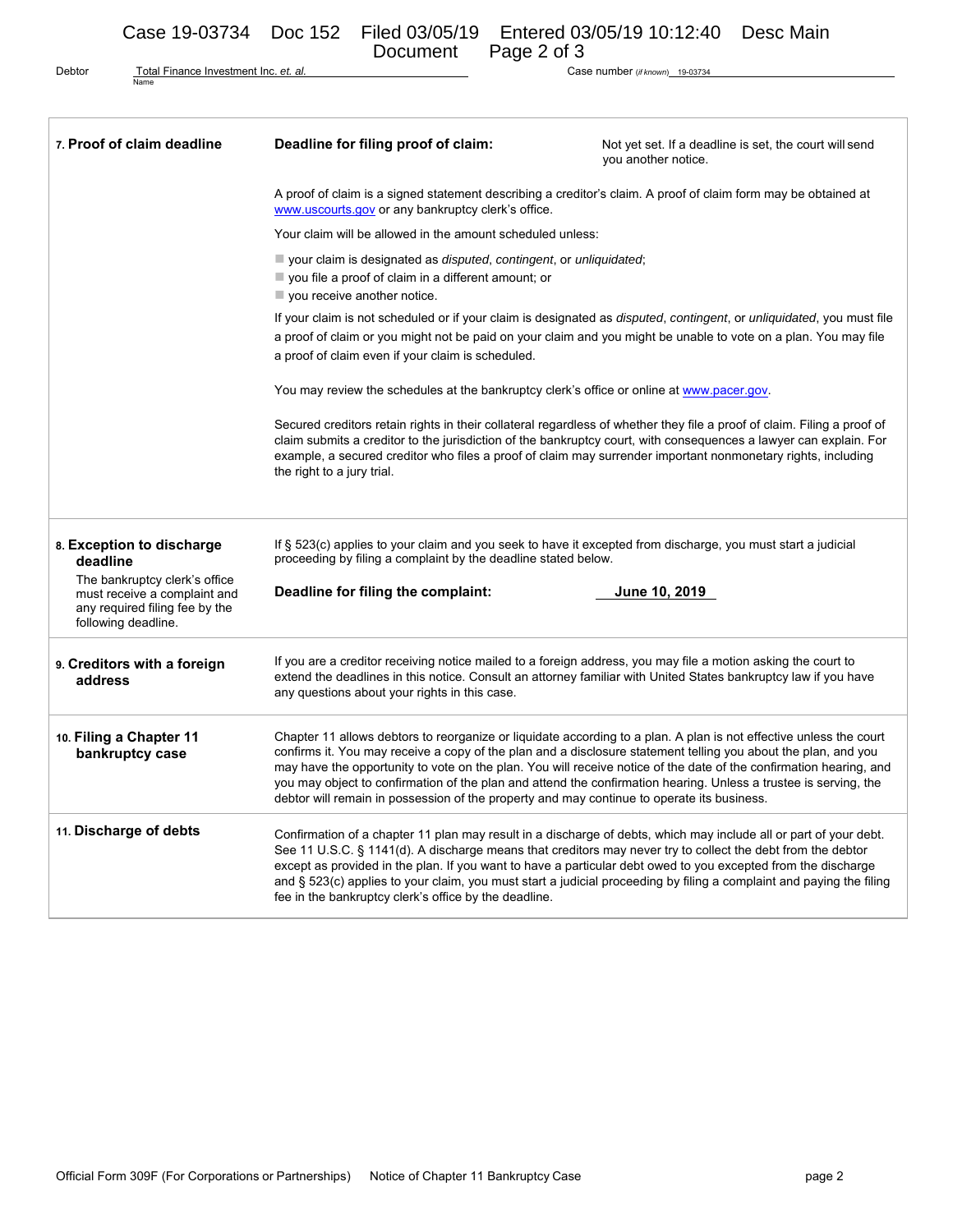Debtor Total Finance Investment Inc. *et. al.* Case number *(if known)* 19-03734

| | | |
|---|---|---|
| **7. Proof of claim deadline** | **Deadline for filing proof of claim:** | Not yet set. If a deadline is set, the court will send you another notice. |
| | A proof of claim is a signed statement describing a creditor's claim. A proof of claim form may be obtained at www.uscourts.gov or any bankruptcy clerk's office.<br><br>Your claim will be allowed in the amount scheduled unless:<br><br>- your claim is designated as *disputed*, *contingent*, or *unliquidated*;<br>- you file a proof of claim in a different amount; or<br>- you receive another notice.<br><br>If your claim is not scheduled or if your claim is designated as *disputed*, *contingent*, or *unliquidated*, you must file a proof of claim or you might not be paid on your claim and you might be unable to vote on a plan. You may file a proof of claim even if your claim is scheduled.<br><br>You may review the schedules at the bankruptcy clerk's office or online at www.pacer.gov.<br><br>Secured creditors retain rights in their collateral regardless of whether they file a proof of claim. Filing a proof of claim submits a creditor to the jurisdiction of the bankruptcy court, with consequences a lawyer can explain. For example, a secured creditor who files a proof of claim may surrender important nonmonetary rights, including the right to a jury trial. | |
| **8. Exception to discharge deadline**<br>The bankruptcy clerk's office must receive a complaint and any required filing fee by the following deadline. | If § 523(c) applies to your claim and you seek to have it excepted from discharge, you must start a judicial proceeding by filing a complaint by the deadline stated below.<br><br>**Deadline for filing the complaint:** | **June 10, 2019** |
| **9. Creditors with a foreign address** | If you are a creditor receiving notice mailed to a foreign address, you may file a motion asking the court to extend the deadlines in this notice. Consult an attorney familiar with United States bankruptcy law if you have any questions about your rights in this case. | |
| **10. Filing a Chapter 11 bankruptcy case** | Chapter 11 allows debtors to reorganize or liquidate according to a plan. A plan is not effective unless the court confirms it. You may receive a copy of the plan and a disclosure statement telling you about the plan, and you may have the opportunity to vote on the plan. You will receive notice of the date of the confirmation hearing, and you may object to confirmation of the plan and attend the confirmation hearing. Unless a trustee is serving, the debtor will remain in possession of the property and may continue to operate its business. | |
| **11. Discharge of debts** | Confirmation of a chapter 11 plan may result in a discharge of debts, which may include all or part of your debt. See 11 U.S.C. § 1141(d). A discharge means that creditors may never try to collect the debt from the debtor except as provided in the plan. If you want to have a particular debt owed to you excepted from the discharge and § 523(c) applies to your claim, you must start a judicial proceeding by filing a complaint and paying the filing fee in the bankruptcy clerk's office by the deadline. | |

Official Form 309F (For Corporations or Partnerships) Notice of Chapter 11 Bankruptcy Case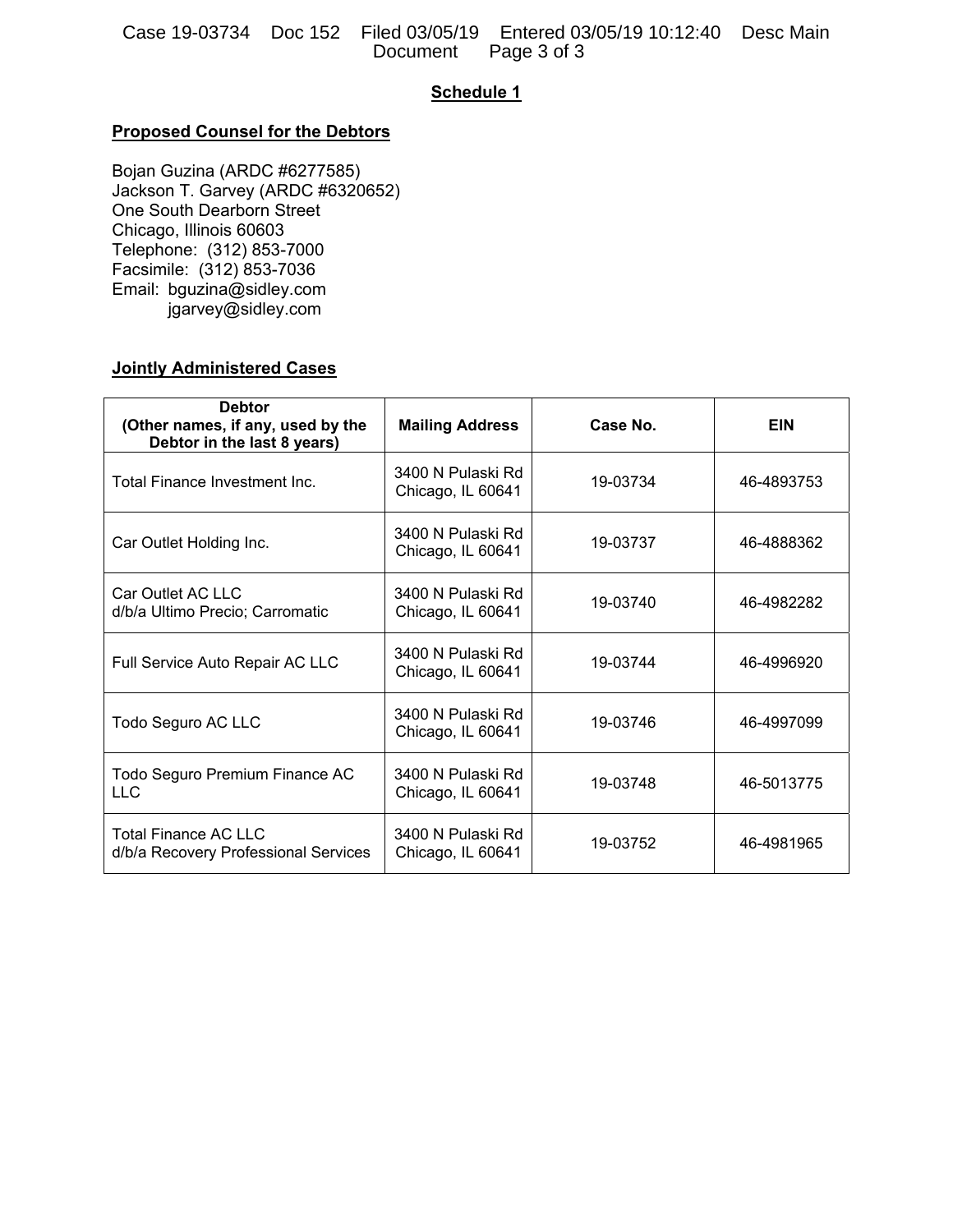## Schedule 1

### Proposed Counsel for the Debtors

Bojan Guzina (ARDC #6277585)
Jackson T. Garvey (ARDC #6320652)
One South Dearborn Street
Chicago, Illinois 60603
Telephone: (312) 853-7000
Facsimile: (312) 853-7036
Email: bguzina@sidley.com
jgarvey@sidley.com

### Jointly Administered Cases

| Debtor (Other names, if any, used by the Debtor in the last 8 years) | Mailing Address | Case No. | EIN |
|---|---|---|---|
| Total Finance Investment Inc. | 3400 N Pulaski Rd Chicago, IL 60641 | 19-03734 | 46-4893753 |
| Car Outlet Holding Inc. | 3400 N Pulaski Rd Chicago, IL 60641 | 19-03737 | 46-4888362 |
| Car Outlet AC LLC d/b/a Ultimo Precio; Carromatic | 3400 N Pulaski Rd Chicago, IL 60641 | 19-03740 | 46-4982282 |
| Full Service Auto Repair AC LLC | 3400 N Pulaski Rd Chicago, IL 60641 | 19-03744 | 46-4996920 |
| Todo Seguro AC LLC | 3400 N Pulaski Rd Chicago, IL 60641 | 19-03746 | 46-4997099 |
| Todo Seguro Premium Finance AC LLC | 3400 N Pulaski Rd Chicago, IL 60641 | 19-03748 | 46-5013775 |
| Total Finance AC LLC d/b/a Recovery Professional Services | 3400 N Pulaski Rd Chicago, IL 60641 | 19-03752 | 46-4981965 |